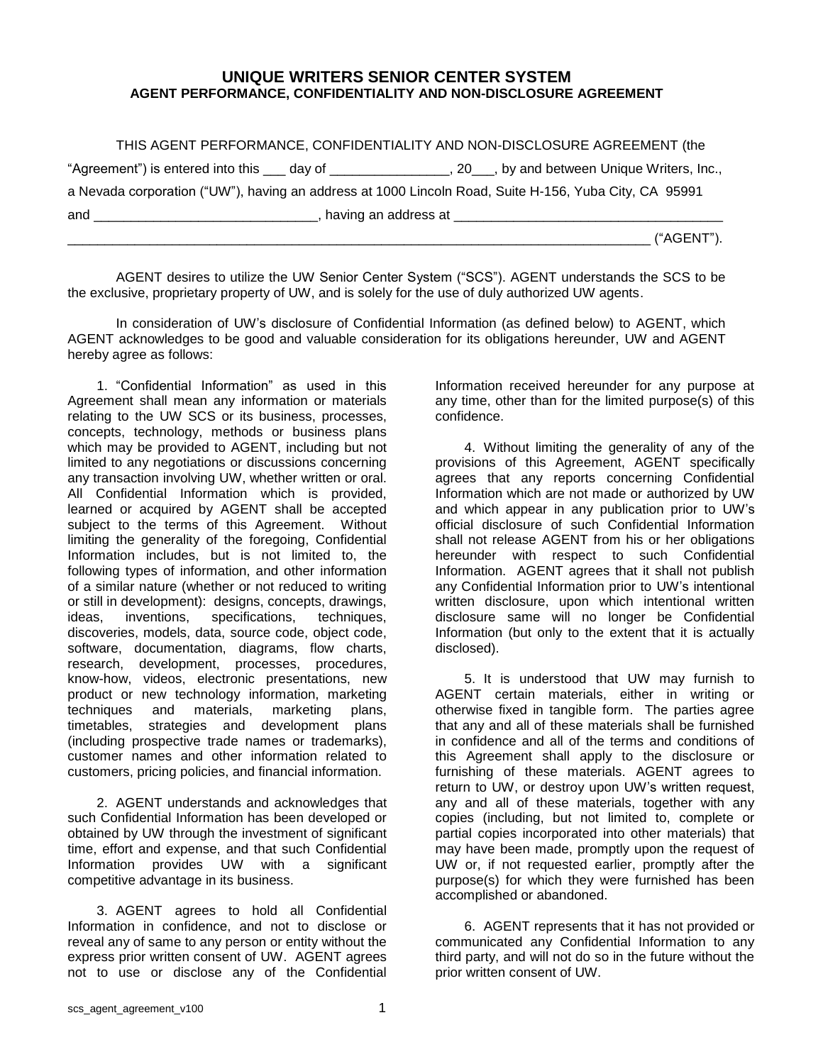# UNIQUE WRITERS SENIOR CENTER SYSTEM
## AGENT PERFORMANCE, CONFIDENTIALITY AND NON-DISCLOSURE AGREEMENT

THIS AGENT PERFORMANCE, CONFIDENTIALITY AND NON-DISCLOSURE AGREEMENT (the "Agreement") is entered into this ___ day of ________________, 20___, by and between Unique Writers, Inc., a Nevada corporation ("UW"), having an address at 1000 Lincoln Road, Suite H-156, Yuba City, CA 95991 and ______________________________, having an address at ____________________________________ ________________________________________________________________________________ ("AGENT").

AGENT desires to utilize the UW Senior Center System ("SCS"). AGENT understands the SCS to be the exclusive, proprietary property of UW, and is solely for the use of duly authorized UW agents.

In consideration of UW's disclosure of Confidential Information (as defined below) to AGENT, which AGENT acknowledges to be good and valuable consideration for its obligations hereunder, UW and AGENT hereby agree as follows:

1. "Confidential Information" as used in this Agreement shall mean any information or materials relating to the UW SCS or its business, processes, concepts, technology, methods or business plans which may be provided to AGENT, including but not limited to any negotiations or discussions concerning any transaction involving UW, whether written or oral. All Confidential Information which is provided, learned or acquired by AGENT shall be accepted subject to the terms of this Agreement. Without limiting the generality of the foregoing, Confidential Information includes, but is not limited to, the following types of information, and other information of a similar nature (whether or not reduced to writing or still in development): designs, concepts, drawings, ideas, inventions, specifications, techniques, discoveries, models, data, source code, object code, software, documentation, diagrams, flow charts, research, development, processes, procedures, know-how, videos, electronic presentations, new product or new technology information, marketing techniques and materials, marketing plans, timetables, strategies and development plans (including prospective trade names or trademarks), customer names and other information related to customers, pricing policies, and financial information.

2. AGENT understands and acknowledges that such Confidential Information has been developed or obtained by UW through the investment of significant time, effort and expense, and that such Confidential Information provides UW with a significant competitive advantage in its business.

3. AGENT agrees to hold all Confidential Information in confidence, and not to disclose or reveal any of same to any person or entity without the express prior written consent of UW. AGENT agrees not to use or disclose any of the Confidential Information received hereunder for any purpose at any time, other than for the limited purpose(s) of this confidence.

4. Without limiting the generality of any of the provisions of this Agreement, AGENT specifically agrees that any reports concerning Confidential Information which are not made or authorized by UW and which appear in any publication prior to UW's official disclosure of such Confidential Information shall not release AGENT from his or her obligations hereunder with respect to such Confidential Information. AGENT agrees that it shall not publish any Confidential Information prior to UW's intentional written disclosure, upon which intentional written disclosure same will no longer be Confidential Information (but only to the extent that it is actually disclosed).

5. It is understood that UW may furnish to AGENT certain materials, either in writing or otherwise fixed in tangible form. The parties agree that any and all of these materials shall be furnished in confidence and all of the terms and conditions of this Agreement shall apply to the disclosure or furnishing of these materials. AGENT agrees to return to UW, or destroy upon UW's written request, any and all of these materials, together with any copies (including, but not limited to, complete or partial copies incorporated into other materials) that may have been made, promptly upon the request of UW or, if not requested earlier, promptly after the purpose(s) for which they were furnished has been accomplished or abandoned.

6. AGENT represents that it has not provided or communicated any Confidential Information to any third party, and will not do so in the future without the prior written consent of UW.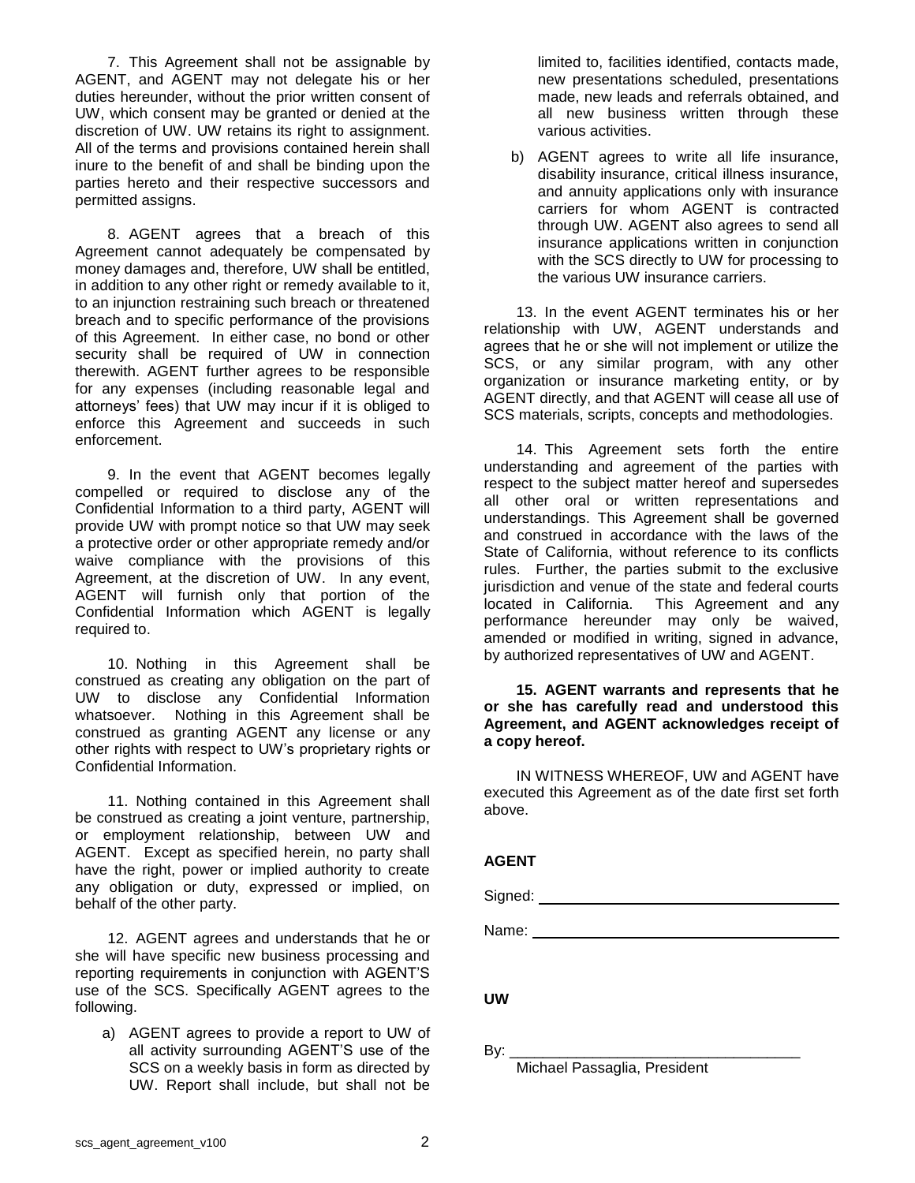7. This Agreement shall not be assignable by AGENT, and AGENT may not delegate his or her duties hereunder, without the prior written consent of UW, which consent may be granted or denied at the discretion of UW. UW retains its right to assignment. All of the terms and provisions contained herein shall inure to the benefit of and shall be binding upon the parties hereto and their respective successors and permitted assigns.

8. AGENT agrees that a breach of this Agreement cannot adequately be compensated by money damages and, therefore, UW shall be entitled, in addition to any other right or remedy available to it, to an injunction restraining such breach or threatened breach and to specific performance of the provisions of this Agreement. In either case, no bond or other security shall be required of UW in connection therewith. AGENT further agrees to be responsible for any expenses (including reasonable legal and attorneys' fees) that UW may incur if it is obliged to enforce this Agreement and succeeds in such enforcement.

9. In the event that AGENT becomes legally compelled or required to disclose any of the Confidential Information to a third party, AGENT will provide UW with prompt notice so that UW may seek a protective order or other appropriate remedy and/or waive compliance with the provisions of this Agreement, at the discretion of UW. In any event, AGENT will furnish only that portion of the Confidential Information which AGENT is legally required to.

10. Nothing in this Agreement shall be construed as creating any obligation on the part of UW to disclose any Confidential Information whatsoever. Nothing in this Agreement shall be construed as granting AGENT any license or any other rights with respect to UW's proprietary rights or Confidential Information.

11. Nothing contained in this Agreement shall be construed as creating a joint venture, partnership, or employment relationship, between UW and AGENT. Except as specified herein, no party shall have the right, power or implied authority to create any obligation or duty, expressed or implied, on behalf of the other party.

12. AGENT agrees and understands that he or she will have specific new business processing and reporting requirements in conjunction with AGENT'S use of the SCS. Specifically AGENT agrees to the following.

a) AGENT agrees to provide a report to UW of all activity surrounding AGENT'S use of the SCS on a weekly basis in form as directed by UW. Report shall include, but shall not be limited to, facilities identified, contacts made, new presentations scheduled, presentations made, new leads and referrals obtained, and all new business written through these various activities.

b) AGENT agrees to write all life insurance, disability insurance, critical illness insurance, and annuity applications only with insurance carriers for whom AGENT is contracted through UW. AGENT also agrees to send all insurance applications written in conjunction with the SCS directly to UW for processing to the various UW insurance carriers.

13. In the event AGENT terminates his or her relationship with UW, AGENT understands and agrees that he or she will not implement or utilize the SCS, or any similar program, with any other organization or insurance marketing entity, or by AGENT directly, and that AGENT will cease all use of SCS materials, scripts, concepts and methodologies.

14. This Agreement sets forth the entire understanding and agreement of the parties with respect to the subject matter hereof and supersedes all other oral or written representations and understandings. This Agreement shall be governed and construed in accordance with the laws of the State of California, without reference to its conflicts rules. Further, the parties submit to the exclusive jurisdiction and venue of the state and federal courts located in California. This Agreement and any performance hereunder may only be waived, amended or modified in writing, signed in advance, by authorized representatives of UW and AGENT.

**15. AGENT warrants and represents that he or she has carefully read and understood this Agreement, and AGENT acknowledges receipt of a copy hereof.**

IN WITNESS WHEREOF, UW and AGENT have executed this Agreement as of the date first set forth above.

**AGENT**

Signed: ______________________________

Name: ______________________________

**UW**

By: ______________________________
Michael Passaglia, President